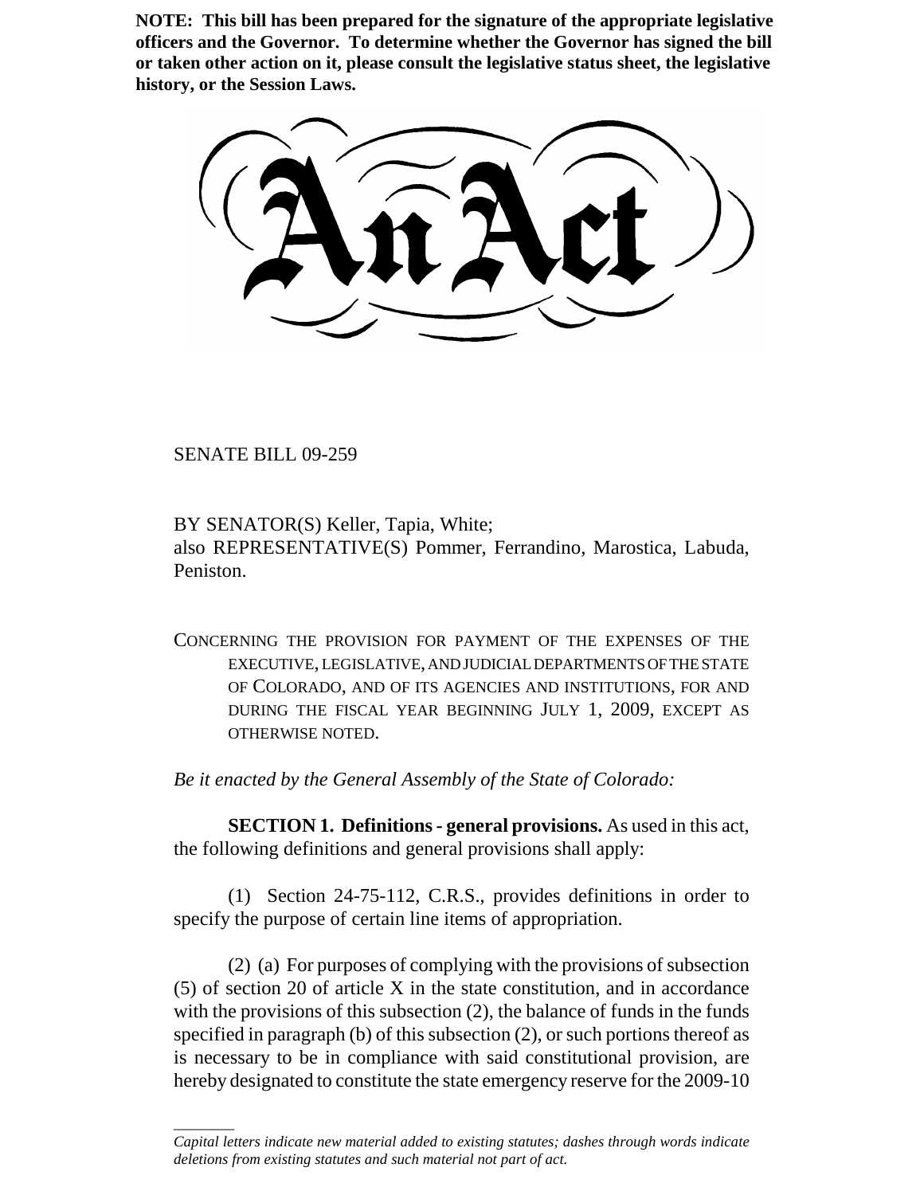**NOTE: This bill has been prepared for the signature of the appropriate legislative officers and the Governor. To determine whether the Governor has signed the bill or taken other action on it, please consult the legislative status sheet, the legislative history, or the Session Laws.**

# An Act

SENATE BILL 09-259

BY SENATOR(S) Keller, Tapia, White;
also REPRESENTATIVE(S) Pommer, Ferrandino, Marostica, Labuda, Peniston.

CONCERNING THE PROVISION FOR PAYMENT OF THE EXPENSES OF THE EXECUTIVE, LEGISLATIVE, AND JUDICIAL DEPARTMENTS OF THE STATE OF COLORADO, AND OF ITS AGENCIES AND INSTITUTIONS, FOR AND DURING THE FISCAL YEAR BEGINNING JULY 1, 2009, EXCEPT AS OTHERWISE NOTED.

*Be it enacted by the General Assembly of the State of Colorado:*

**SECTION 1. Definitions - general provisions.** As used in this act, the following definitions and general provisions shall apply:

(1) Section 24-75-112, C.R.S., provides definitions in order to specify the purpose of certain line items of appropriation.

(2) (a) For purposes of complying with the provisions of subsection (5) of section 20 of article X in the state constitution, and in accordance with the provisions of this subsection (2), the balance of funds in the funds specified in paragraph (b) of this subsection (2), or such portions thereof as is necessary to be in compliance with said constitutional provision, are hereby designated to constitute the state emergency reserve for the 2009-10

---

*Capital letters indicate new material added to existing statutes; dashes through words indicate deletions from existing statutes and such material not part of act.*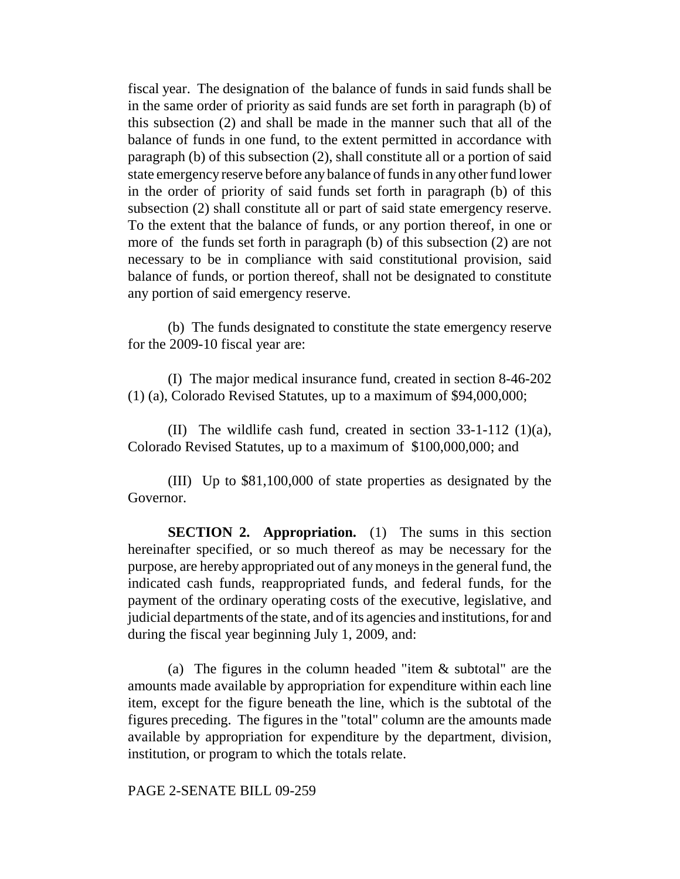fiscal year. The designation of the balance of funds in said funds shall be in the same order of priority as said funds are set forth in paragraph (b) of this subsection (2) and shall be made in the manner such that all of the balance of funds in one fund, to the extent permitted in accordance with paragraph (b) of this subsection (2), shall constitute all or a portion of said state emergency reserve before any balance of funds in any other fund lower in the order of priority of said funds set forth in paragraph (b) of this subsection (2) shall constitute all or part of said state emergency reserve. To the extent that the balance of funds, or any portion thereof, in one or more of the funds set forth in paragraph (b) of this subsection (2) are not necessary to be in compliance with said constitutional provision, said balance of funds, or portion thereof, shall not be designated to constitute any portion of said emergency reserve.

(b) The funds designated to constitute the state emergency reserve for the 2009-10 fiscal year are:

(I) The major medical insurance fund, created in section 8-46-202 (1) (a), Colorado Revised Statutes, up to a maximum of $94,000,000;

(II) The wildlife cash fund, created in section 33-1-112 (1)(a), Colorado Revised Statutes, up to a maximum of $100,000,000; and

(III) Up to $81,100,000 of state properties as designated by the Governor.

**SECTION 2. Appropriation.** (1) The sums in this section hereinafter specified, or so much thereof as may be necessary for the purpose, are hereby appropriated out of any moneys in the general fund, the indicated cash funds, reappropriated funds, and federal funds, for the payment of the ordinary operating costs of the executive, legislative, and judicial departments of the state, and of its agencies and institutions, for and during the fiscal year beginning July 1, 2009, and:

(a) The figures in the column headed "item & subtotal" are the amounts made available by appropriation for expenditure within each line item, except for the figure beneath the line, which is the subtotal of the figures preceding. The figures in the "total" column are the amounts made available by appropriation for expenditure by the department, division, institution, or program to which the totals relate.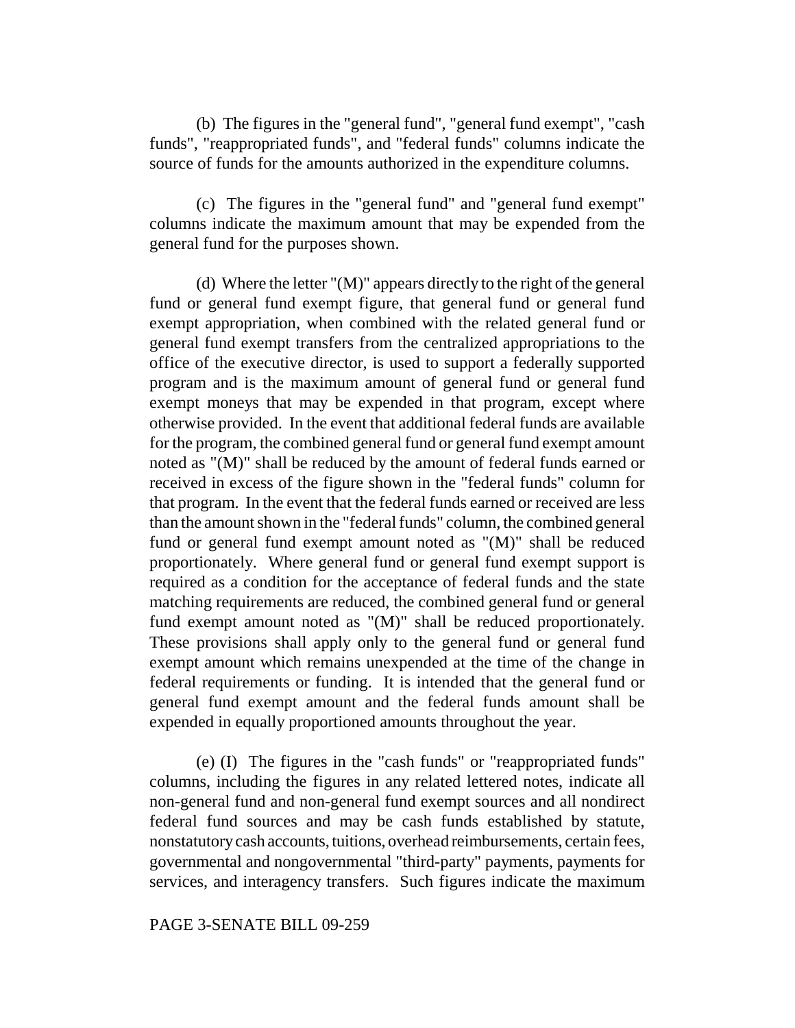(b) The figures in the "general fund", "general fund exempt", "cash funds", "reappropriated funds", and "federal funds" columns indicate the source of funds for the amounts authorized in the expenditure columns.

(c) The figures in the "general fund" and "general fund exempt" columns indicate the maximum amount that may be expended from the general fund for the purposes shown.

(d) Where the letter "(M)" appears directly to the right of the general fund or general fund exempt figure, that general fund or general fund exempt appropriation, when combined with the related general fund or general fund exempt transfers from the centralized appropriations to the office of the executive director, is used to support a federally supported program and is the maximum amount of general fund or general fund exempt moneys that may be expended in that program, except where otherwise provided. In the event that additional federal funds are available for the program, the combined general fund or general fund exempt amount noted as "(M)" shall be reduced by the amount of federal funds earned or received in excess of the figure shown in the "federal funds" column for that program. In the event that the federal funds earned or received are less than the amount shown in the "federal funds" column, the combined general fund or general fund exempt amount noted as "(M)" shall be reduced proportionately. Where general fund or general fund exempt support is required as a condition for the acceptance of federal funds and the state matching requirements are reduced, the combined general fund or general fund exempt amount noted as "(M)" shall be reduced proportionately. These provisions shall apply only to the general fund or general fund exempt amount which remains unexpended at the time of the change in federal requirements or funding. It is intended that the general fund or general fund exempt amount and the federal funds amount shall be expended in equally proportioned amounts throughout the year.

(e) (I) The figures in the "cash funds" or "reappropriated funds" columns, including the figures in any related lettered notes, indicate all non-general fund and non-general fund exempt sources and all nondirect federal fund sources and may be cash funds established by statute, nonstatutory cash accounts, tuitions, overhead reimbursements, certain fees, governmental and nongovernmental "third-party" payments, payments for services, and interagency transfers. Such figures indicate the maximum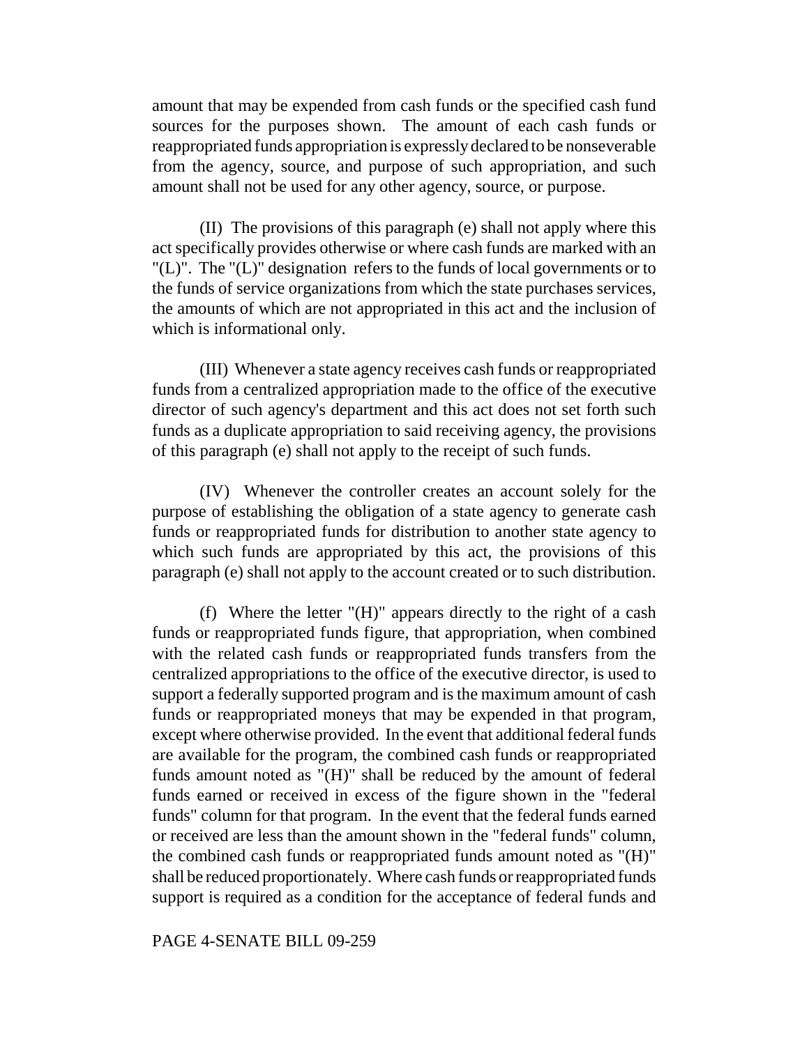amount that may be expended from cash funds or the specified cash fund sources for the purposes shown. The amount of each cash funds or reappropriated funds appropriation is expressly declared to be nonseverable from the agency, source, and purpose of such appropriation, and such amount shall not be used for any other agency, source, or purpose.

(II) The provisions of this paragraph (e) shall not apply where this act specifically provides otherwise or where cash funds are marked with an "(L)". The "(L)" designation refers to the funds of local governments or to the funds of service organizations from which the state purchases services, the amounts of which are not appropriated in this act and the inclusion of which is informational only.

(III) Whenever a state agency receives cash funds or reappropriated funds from a centralized appropriation made to the office of the executive director of such agency's department and this act does not set forth such funds as a duplicate appropriation to said receiving agency, the provisions of this paragraph (e) shall not apply to the receipt of such funds.

(IV) Whenever the controller creates an account solely for the purpose of establishing the obligation of a state agency to generate cash funds or reappropriated funds for distribution to another state agency to which such funds are appropriated by this act, the provisions of this paragraph (e) shall not apply to the account created or to such distribution.

(f) Where the letter "(H)" appears directly to the right of a cash funds or reappropriated funds figure, that appropriation, when combined with the related cash funds or reappropriated funds transfers from the centralized appropriations to the office of the executive director, is used to support a federally supported program and is the maximum amount of cash funds or reappropriated moneys that may be expended in that program, except where otherwise provided. In the event that additional federal funds are available for the program, the combined cash funds or reappropriated funds amount noted as "(H)" shall be reduced by the amount of federal funds earned or received in excess of the figure shown in the "federal funds" column for that program. In the event that the federal funds earned or received are less than the amount shown in the "federal funds" column, the combined cash funds or reappropriated funds amount noted as "(H)" shall be reduced proportionately. Where cash funds or reappropriated funds support is required as a condition for the acceptance of federal funds and

PAGE 4-SENATE BILL 09-259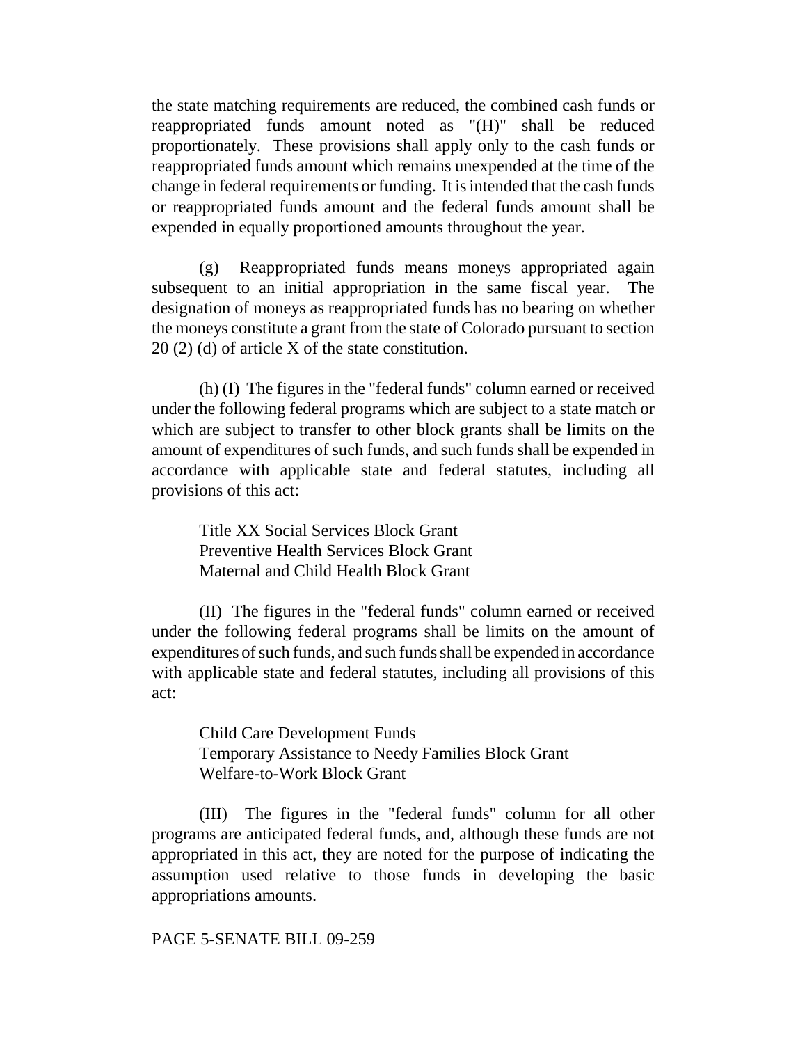the state matching requirements are reduced, the combined cash funds or reappropriated funds amount noted as "(H)" shall be reduced proportionately. These provisions shall apply only to the cash funds or reappropriated funds amount which remains unexpended at the time of the change in federal requirements or funding. It is intended that the cash funds or reappropriated funds amount and the federal funds amount shall be expended in equally proportioned amounts throughout the year.

(g) Reappropriated funds means moneys appropriated again subsequent to an initial appropriation in the same fiscal year. The designation of moneys as reappropriated funds has no bearing on whether the moneys constitute a grant from the state of Colorado pursuant to section 20 (2) (d) of article X of the state constitution.

(h) (I) The figures in the "federal funds" column earned or received under the following federal programs which are subject to a state match or which are subject to transfer to other block grants shall be limits on the amount of expenditures of such funds, and such funds shall be expended in accordance with applicable state and federal statutes, including all provisions of this act:

Title XX Social Services Block Grant
Preventive Health Services Block Grant
Maternal and Child Health Block Grant

(II) The figures in the "federal funds" column earned or received under the following federal programs shall be limits on the amount of expenditures of such funds, and such funds shall be expended in accordance with applicable state and federal statutes, including all provisions of this act:

Child Care Development Funds
Temporary Assistance to Needy Families Block Grant
Welfare-to-Work Block Grant

(III) The figures in the "federal funds" column for all other programs are anticipated federal funds, and, although these funds are not appropriated in this act, they are noted for the purpose of indicating the assumption used relative to those funds in developing the basic appropriations amounts.

PAGE 5-SENATE BILL 09-259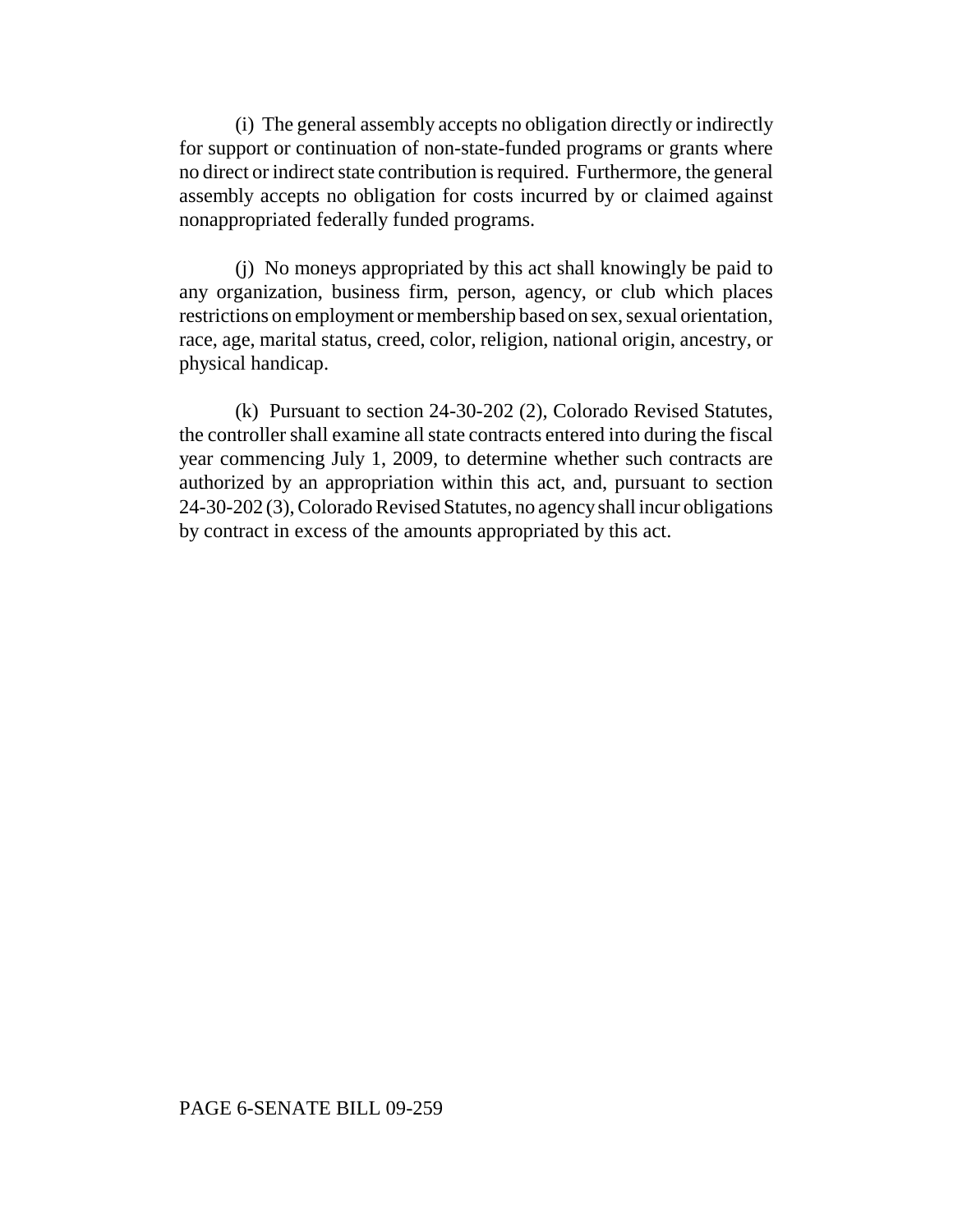(i) The general assembly accepts no obligation directly or indirectly for support or continuation of non-state-funded programs or grants where no direct or indirect state contribution is required. Furthermore, the general assembly accepts no obligation for costs incurred by or claimed against nonappropriated federally funded programs.

(j) No moneys appropriated by this act shall knowingly be paid to any organization, business firm, person, agency, or club which places restrictions on employment or membership based on sex, sexual orientation, race, age, marital status, creed, color, religion, national origin, ancestry, or physical handicap.

(k) Pursuant to section 24-30-202 (2), Colorado Revised Statutes, the controller shall examine all state contracts entered into during the fiscal year commencing July 1, 2009, to determine whether such contracts are authorized by an appropriation within this act, and, pursuant to section 24-30-202 (3), Colorado Revised Statutes, no agency shall incur obligations by contract in excess of the amounts appropriated by this act.